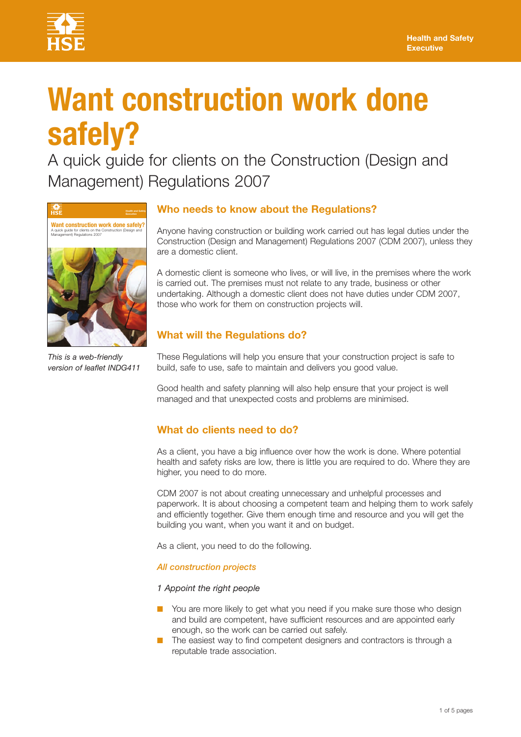Health and Safety Executive

# Want construction work done safely?

A quick guide for clients on the Construction (Design and Management) Regulations 2007

*This is a web-friendly version of leaflet INDG411*

## Who needs to know about the Regulations?

Anyone having construction or building work carried out has legal duties under the Construction (Design and Management) Regulations 2007 (CDM 2007), unless they are a domestic client.

A domestic client is someone who lives, or will live, in the premises where the work is carried out. The premises must not relate to any trade, business or other undertaking. Although a domestic client does not have duties under CDM 2007, those who work for them on construction projects will.

## What will the Regulations do?

These Regulations will help you ensure that your construction project is safe to build, safe to use, safe to maintain and delivers you good value.

Good health and safety planning will also help ensure that your project is well managed and that unexpected costs and problems are minimised.

## What do clients need to do?

As a client, you have a big influence over how the work is done. Where potential health and safety risks are low, there is little you are required to do. Where they are higher, you need to do more.

CDM 2007 is not about creating unnecessary and unhelpful processes and paperwork. It is about choosing a competent team and helping them to work safely and efficiently together. Give them enough time and resource and you will get the building you want, when you want it and on budget.

As a client, you need to do the following.

### *All construction projects*

*1 Appoint the right people*

- You are more likely to get what you need if you make sure those who design and build are competent, have sufficient resources and are appointed early enough, so the work can be carried out safely.
- The easiest way to find competent designers and contractors is through a reputable trade association.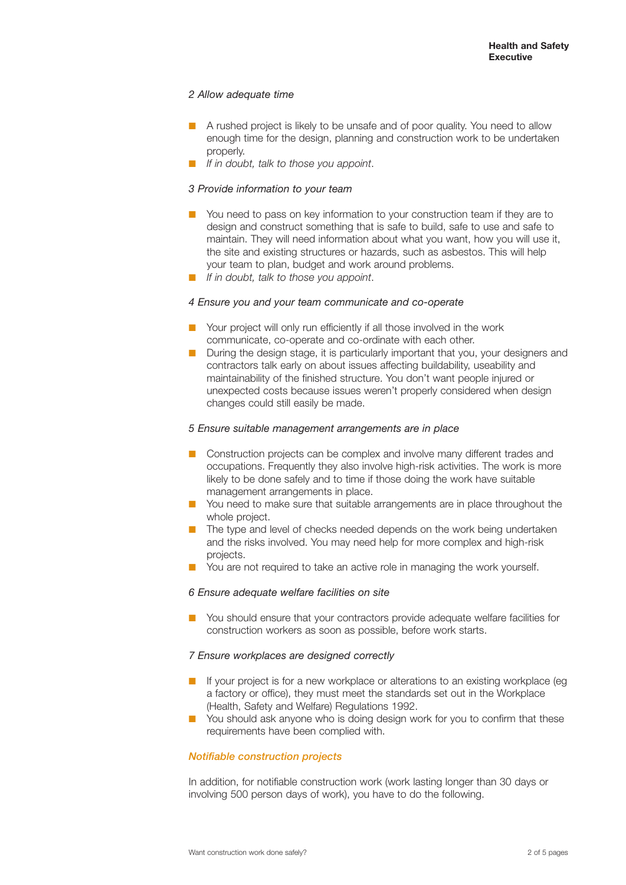*2 Allow adequate time*

- A rushed project is likely to be unsafe and of poor quality. You need to allow enough time for the design, planning and construction work to be undertaken properly.
- *If in doubt, talk to those you appoint*.

*3 Provide information to your team*

- You need to pass on key information to your construction team if they are to design and construct something that is safe to build, safe to use and safe to maintain. They will need information about what you want, how you will use it, the site and existing structures or hazards, such as asbestos. This will help your team to plan, budget and work around problems.
- *If in doubt, talk to those you appoint*.

*4 Ensure you and your team communicate and co-operate*

- Your project will only run efficiently if all those involved in the work communicate, co-operate and co-ordinate with each other.
- During the design stage, it is particularly important that you, your designers and contractors talk early on about issues affecting buildability, useability and maintainability of the finished structure. You don't want people injured or unexpected costs because issues weren't properly considered when design changes could still easily be made.

*5 Ensure suitable management arrangements are in place*

- Construction projects can be complex and involve many different trades and occupations. Frequently they also involve high-risk activities. The work is more likely to be done safely and to time if those doing the work have suitable management arrangements in place.
- You need to make sure that suitable arrangements are in place throughout the whole project.
- The type and level of checks needed depends on the work being undertaken and the risks involved. You may need help for more complex and high-risk projects.
- You are not required to take an active role in managing the work yourself.

*6 Ensure adequate welfare facilities on site*

- You should ensure that your contractors provide adequate welfare facilities for construction workers as soon as possible, before work starts.

*7 Ensure workplaces are designed correctly*

- If your project is for a new workplace or alterations to an existing workplace (eg a factory or office), they must meet the standards set out in the Workplace (Health, Safety and Welfare) Regulations 1992.
- You should ask anyone who is doing design work for you to confirm that these requirements have been complied with.

## *Notifiable construction projects*

In addition, for notifiable construction work (work lasting longer than 30 days or involving 500 person days of work), you have to do the following.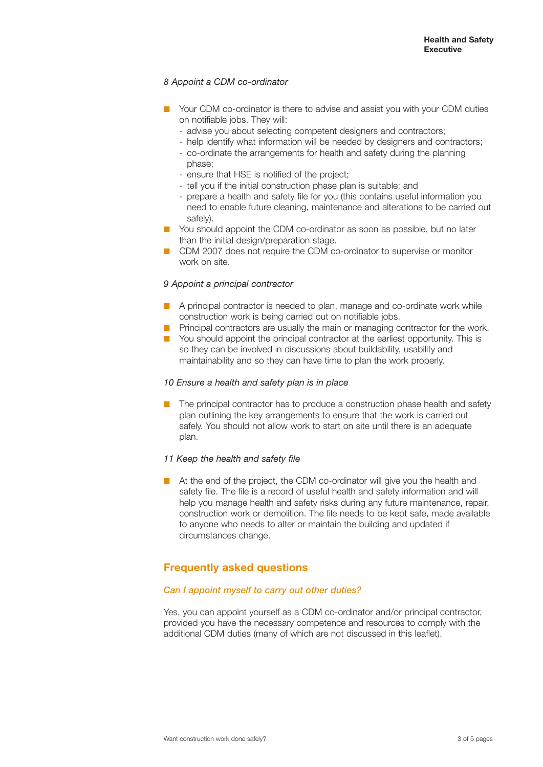*8 Appoint a CDM co-ordinator*

- Your CDM co-ordinator is there to advise and assist you with your CDM duties on notifiable jobs. They will:
  - advise you about selecting competent designers and contractors;
  - help identify what information will be needed by designers and contractors;
  - co-ordinate the arrangements for health and safety during the planning phase;
  - ensure that HSE is notified of the project;
  - tell you if the initial construction phase plan is suitable; and
  - prepare a health and safety file for you (this contains useful information you need to enable future cleaning, maintenance and alterations to be carried out safely).
- You should appoint the CDM co-ordinator as soon as possible, but no later than the initial design/preparation stage.
- CDM 2007 does not require the CDM co-ordinator to supervise or monitor work on site.

*9 Appoint a principal contractor*

- A principal contractor is needed to plan, manage and co-ordinate work while construction work is being carried out on notifiable jobs.
- Principal contractors are usually the main or managing contractor for the work.
- You should appoint the principal contractor at the earliest opportunity. This is so they can be involved in discussions about buildability, usability and maintainability and so they can have time to plan the work properly.

*10 Ensure a health and safety plan is in place*

- The principal contractor has to produce a construction phase health and safety plan outlining the key arrangements to ensure that the work is carried out safely. You should not allow work to start on site until there is an adequate plan.

*11 Keep the health and safety file*

- At the end of the project, the CDM co-ordinator will give you the health and safety file. The file is a record of useful health and safety information and will help you manage health and safety risks during any future maintenance, repair, construction work or demolition. The file needs to be kept safe, made available to anyone who needs to alter or maintain the building and updated if circumstances change.

## Frequently asked questions

### *Can I appoint myself to carry out other duties?*

Yes, you can appoint yourself as a CDM co-ordinator and/or principal contractor, provided you have the necessary competence and resources to comply with the additional CDM duties (many of which are not discussed in this leaflet).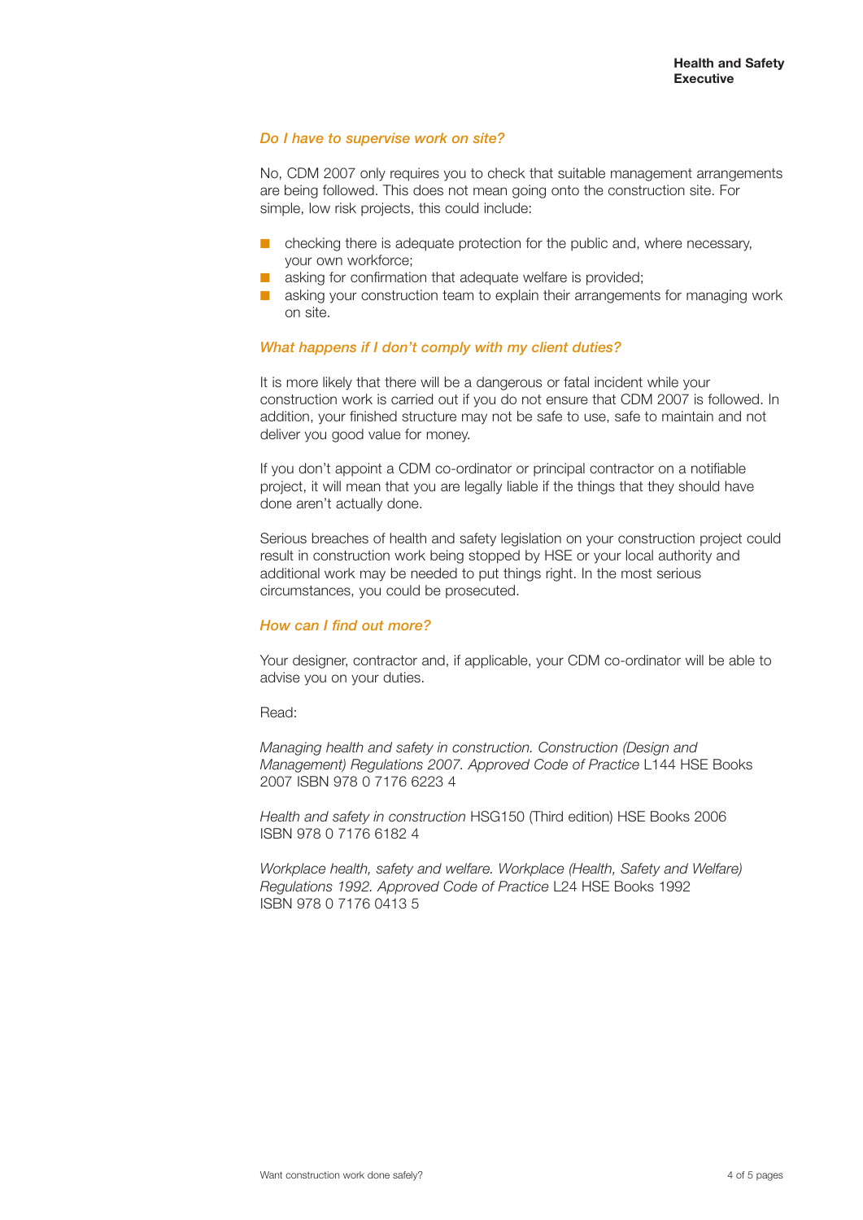### *Do I have to supervise work on site?*

No, CDM 2007 only requires you to check that suitable management arrangements are being followed. This does not mean going onto the construction site. For simple, low risk projects, this could include:

- checking there is adequate protection for the public and, where necessary, your own workforce;
- asking for confirmation that adequate welfare is provided;
- asking your construction team to explain their arrangements for managing work on site.

### *What happens if I don't comply with my client duties?*

It is more likely that there will be a dangerous or fatal incident while your construction work is carried out if you do not ensure that CDM 2007 is followed. In addition, your finished structure may not be safe to use, safe to maintain and not deliver you good value for money.

If you don't appoint a CDM co-ordinator or principal contractor on a notifiable project, it will mean that you are legally liable if the things that they should have done aren't actually done.

Serious breaches of health and safety legislation on your construction project could result in construction work being stopped by HSE or your local authority and additional work may be needed to put things right. In the most serious circumstances, you could be prosecuted.

### *How can I find out more?*

Your designer, contractor and, if applicable, your CDM co-ordinator will be able to advise you on your duties.

Read:

*Managing health and safety in construction. Construction (Design and Management) Regulations 2007. Approved Code of Practice* L144 HSE Books 2007 ISBN 978 0 7176 6223 4

*Health and safety in construction* HSG150 (Third edition) HSE Books 2006 ISBN 978 0 7176 6182 4

*Workplace health, safety and welfare. Workplace (Health, Safety and Welfare) Regulations 1992. Approved Code of Practice* L24 HSE Books 1992 ISBN 978 0 7176 0413 5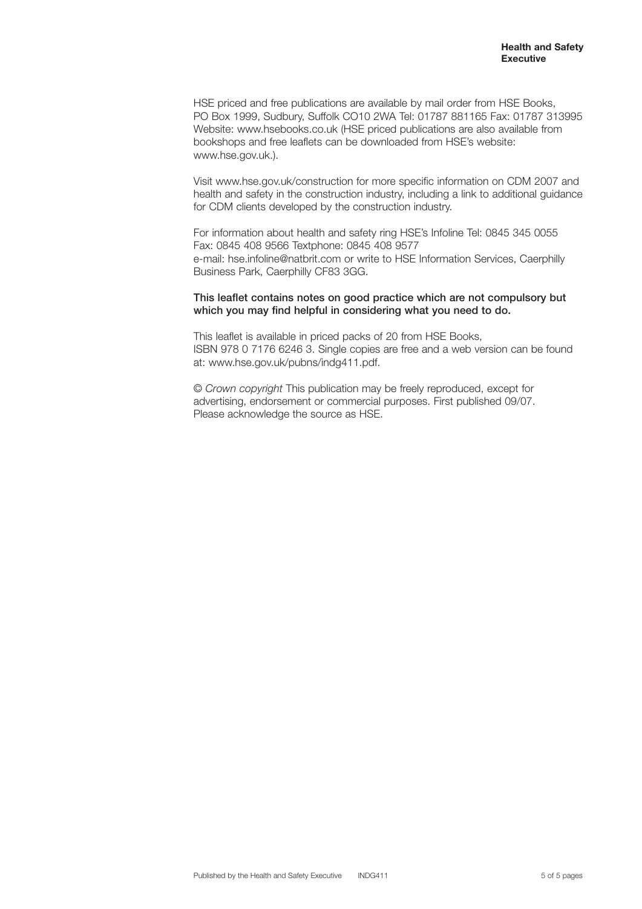HSE priced and free publications are available by mail order from HSE Books, PO Box 1999, Sudbury, Suffolk CO10 2WA Tel: 01787 881165 Fax: 01787 313995 Website: www.hsebooks.co.uk (HSE priced publications are also available from bookshops and free leaflets can be downloaded from HSE's website: www.hse.gov.uk.).

Visit www.hse.gov.uk/construction for more specific information on CDM 2007 and health and safety in the construction industry, including a link to additional guidance for CDM clients developed by the construction industry.

For information about health and safety ring HSE's Infoline Tel: 0845 345 0055 Fax: 0845 408 9566 Textphone: 0845 408 9577 e-mail: hse.infoline@natbrit.com or write to HSE Information Services, Caerphilly Business Park, Caerphilly CF83 3GG.

**This leaflet contains notes on good practice which are not compulsory but which you may find helpful in considering what you need to do.**

This leaflet is available in priced packs of 20 from HSE Books, ISBN 978 0 7176 6246 3. Single copies are free and a web version can be found at: www.hse.gov.uk/pubns/indg411.pdf.

© *Crown copyright* This publication may be freely reproduced, except for advertising, endorsement or commercial purposes. First published 09/07. Please acknowledge the source as HSE.